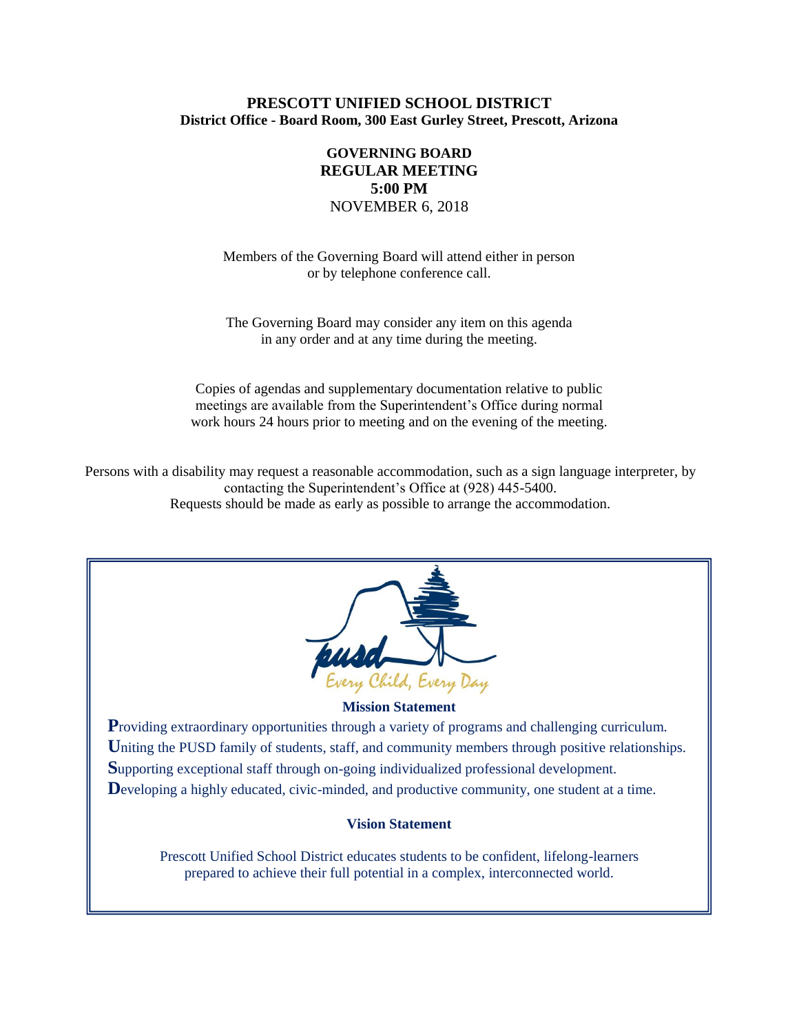**PRESCOTT UNIFIED SCHOOL DISTRICT**
**District Office - Board Room, 300 East Gurley Street, Prescott, Arizona**

**GOVERNING BOARD**
**REGULAR MEETING**
**5:00 PM**
NOVEMBER 6, 2018

Members of the Governing Board will attend either in person or by telephone conference call.

The Governing Board may consider any item on this agenda in any order and at any time during the meeting.

Copies of agendas and supplementary documentation relative to public meetings are available from the Superintendent's Office during normal work hours 24 hours prior to meeting and on the evening of the meeting.

Persons with a disability may request a reasonable accommodation, such as a sign language interpreter, by contacting the Superintendent's Office at (928) 445-5400.
Requests should be made as early as possible to arrange the accommodation.

pusd
Every Child, Every Day

**Mission Statement**

**P**roviding extraordinary opportunities through a variety of programs and challenging curriculum.
**U**niting the PUSD family of students, staff, and community members through positive relationships.
**S**upporting exceptional staff through on-going individualized professional development.
**D**eveloping a highly educated, civic-minded, and productive community, one student at a time.

**Vision Statement**

Prescott Unified School District educates students to be confident, lifelong-learners prepared to achieve their full potential in a complex, interconnected world.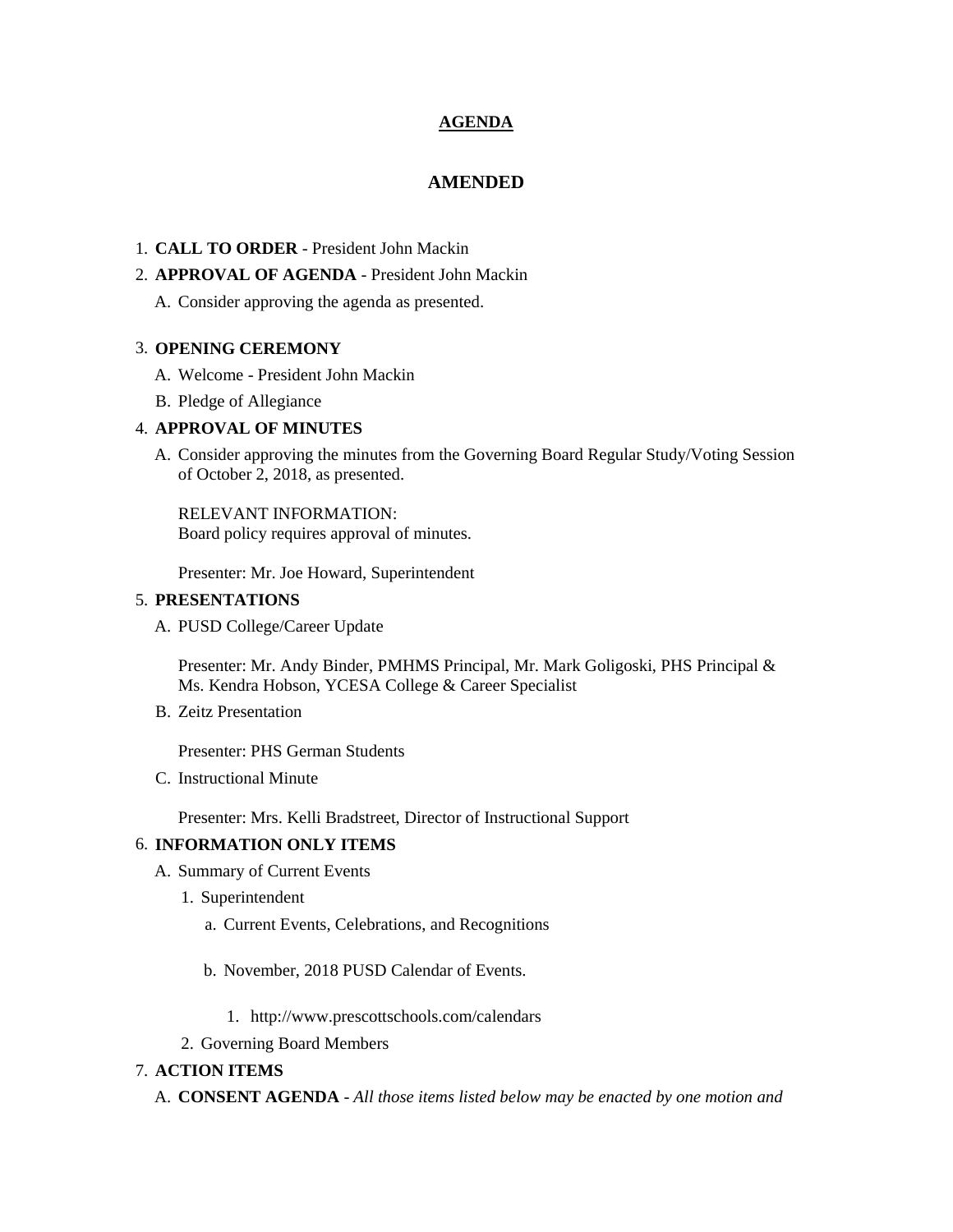## AGENDA

## AMENDED

1. **CALL TO ORDER** - President John Mackin
2. **APPROVAL OF AGENDA** - President John Mackin
   A. Consider approving the agenda as presented.
3. **OPENING CEREMONY**
   A. Welcome - President John Mackin
   B. Pledge of Allegiance
4. **APPROVAL OF MINUTES**
   A. Consider approving the minutes from the Governing Board Regular Study/Voting Session of October 2, 2018, as presented.

      RELEVANT INFORMATION:
      Board policy requires approval of minutes.

      Presenter: Mr. Joe Howard, Superintendent
5. **PRESENTATIONS**
   A. PUSD College/Career Update

      Presenter: Mr. Andy Binder, PMHMS Principal, Mr. Mark Goligoski, PHS Principal & Ms. Kendra Hobson, YCESA College & Career Specialist

   B. Zeitz Presentation

      Presenter: PHS German Students

   C. Instructional Minute

      Presenter: Mrs. Kelli Bradstreet, Director of Instructional Support
6. **INFORMATION ONLY ITEMS**
   A. Summary of Current Events
      1. Superintendent
         a. Current Events, Celebrations, and Recognitions
         b. November, 2018 PUSD Calendar of Events.
            1. http://www.prescottschools.com/calendars
      2. Governing Board Members
7. **ACTION ITEMS**
   A. **CONSENT AGENDA** - *All those items listed below may be enacted by one motion and*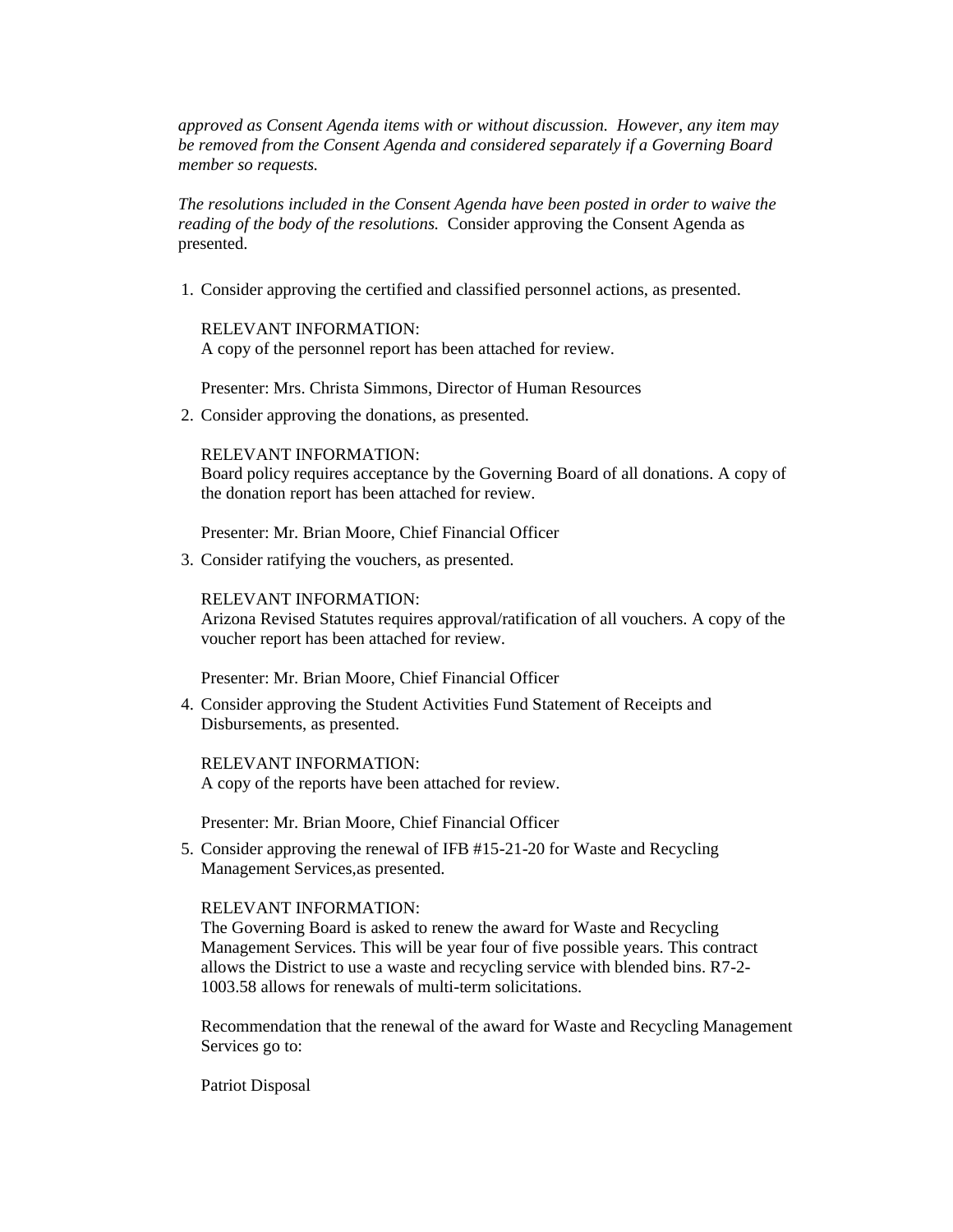*approved as Consent Agenda items with or without discussion. However, any item may be removed from the Consent Agenda and considered separately if a Governing Board member so requests.*

*The resolutions included in the Consent Agenda have been posted in order to waive the reading of the body of the resolutions.* Consider approving the Consent Agenda as presented.

1. Consider approving the certified and classified personnel actions, as presented.

   RELEVANT INFORMATION:
   A copy of the personnel report has been attached for review.

   Presenter: Mrs. Christa Simmons, Director of Human Resources

2. Consider approving the donations, as presented.

   RELEVANT INFORMATION:
   Board policy requires acceptance by the Governing Board of all donations. A copy of the donation report has been attached for review.

   Presenter: Mr. Brian Moore, Chief Financial Officer

3. Consider ratifying the vouchers, as presented.

   RELEVANT INFORMATION:
   Arizona Revised Statutes requires approval/ratification of all vouchers. A copy of the voucher report has been attached for review.

   Presenter: Mr. Brian Moore, Chief Financial Officer

4. Consider approving the Student Activities Fund Statement of Receipts and Disbursements, as presented.

   RELEVANT INFORMATION:
   A copy of the reports have been attached for review.

   Presenter: Mr. Brian Moore, Chief Financial Officer

5. Consider approving the renewal of IFB #15-21-20 for Waste and Recycling Management Services,as presented.

   RELEVANT INFORMATION:
   The Governing Board is asked to renew the award for Waste and Recycling Management Services. This will be year four of five possible years. This contract allows the District to use a waste and recycling service with blended bins. R7-2-1003.58 allows for renewals of multi-term solicitations.

   Recommendation that the renewal of the award for Waste and Recycling Management Services go to:

   Patriot Disposal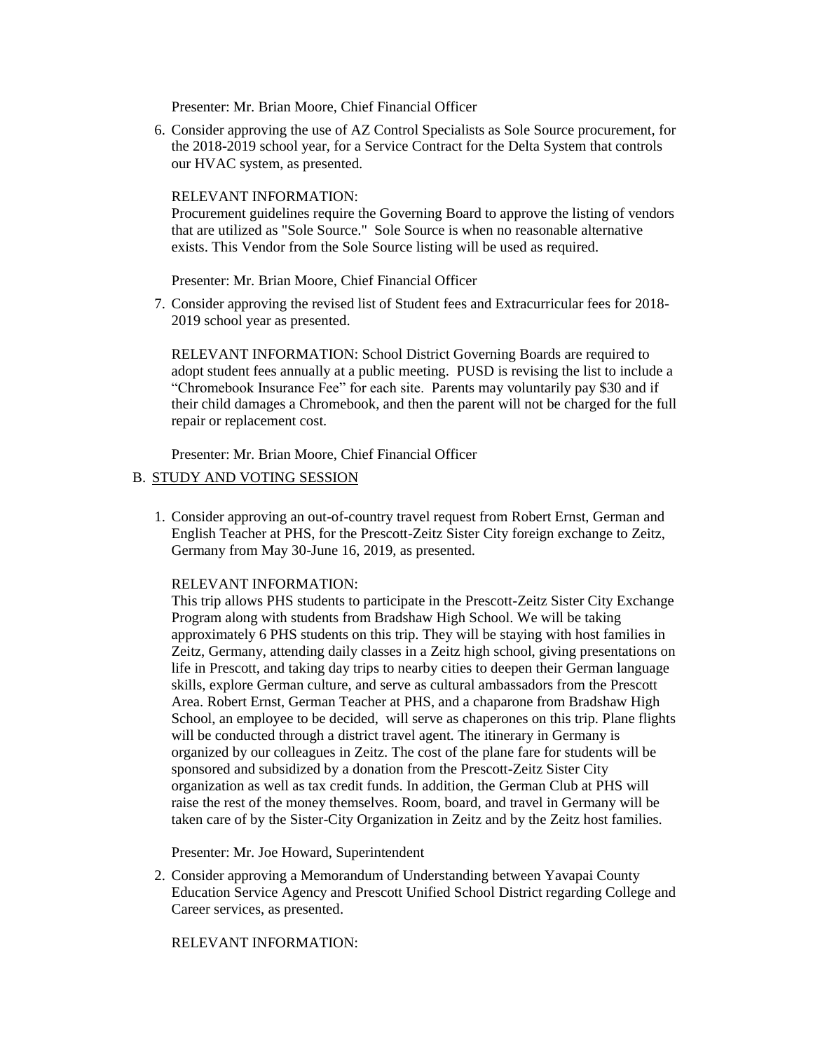Presenter: Mr. Brian Moore, Chief Financial Officer

6. Consider approving the use of AZ Control Specialists as Sole Source procurement, for the 2018-2019 school year, for a Service Contract for the Delta System that controls our HVAC system, as presented.

   RELEVANT INFORMATION:
   Procurement guidelines require the Governing Board to approve the listing of vendors that are utilized as "Sole Source." Sole Source is when no reasonable alternative exists. This Vendor from the Sole Source listing will be used as required.

   Presenter: Mr. Brian Moore, Chief Financial Officer

7. Consider approving the revised list of Student fees and Extracurricular fees for 2018-2019 school year as presented.

   RELEVANT INFORMATION: School District Governing Boards are required to adopt student fees annually at a public meeting. PUSD is revising the list to include a "Chromebook Insurance Fee" for each site. Parents may voluntarily pay $30 and if their child damages a Chromebook, and then the parent will not be charged for the full repair or replacement cost.

   Presenter: Mr. Brian Moore, Chief Financial Officer

B. STUDY AND VOTING SESSION

1. Consider approving an out-of-country travel request from Robert Ernst, German and English Teacher at PHS, for the Prescott-Zeitz Sister City foreign exchange to Zeitz, Germany from May 30-June 16, 2019, as presented.

   RELEVANT INFORMATION:
   This trip allows PHS students to participate in the Prescott-Zeitz Sister City Exchange Program along with students from Bradshaw High School. We will be taking approximately 6 PHS students on this trip. They will be staying with host families in Zeitz, Germany, attending daily classes in a Zeitz high school, giving presentations on life in Prescott, and taking day trips to nearby cities to deepen their German language skills, explore German culture, and serve as cultural ambassadors from the Prescott Area. Robert Ernst, German Teacher at PHS, and a chaparone from Bradshaw High School, an employee to be decided, will serve as chaperones on this trip. Plane flights will be conducted through a district travel agent. The itinerary in Germany is organized by our colleagues in Zeitz. The cost of the plane fare for students will be sponsored and subsidized by a donation from the Prescott-Zeitz Sister City organization as well as tax credit funds. In addition, the German Club at PHS will raise the rest of the money themselves. Room, board, and travel in Germany will be taken care of by the Sister-City Organization in Zeitz and by the Zeitz host families.

   Presenter: Mr. Joe Howard, Superintendent

2. Consider approving a Memorandum of Understanding between Yavapai County Education Service Agency and Prescott Unified School District regarding College and Career services, as presented.

   RELEVANT INFORMATION: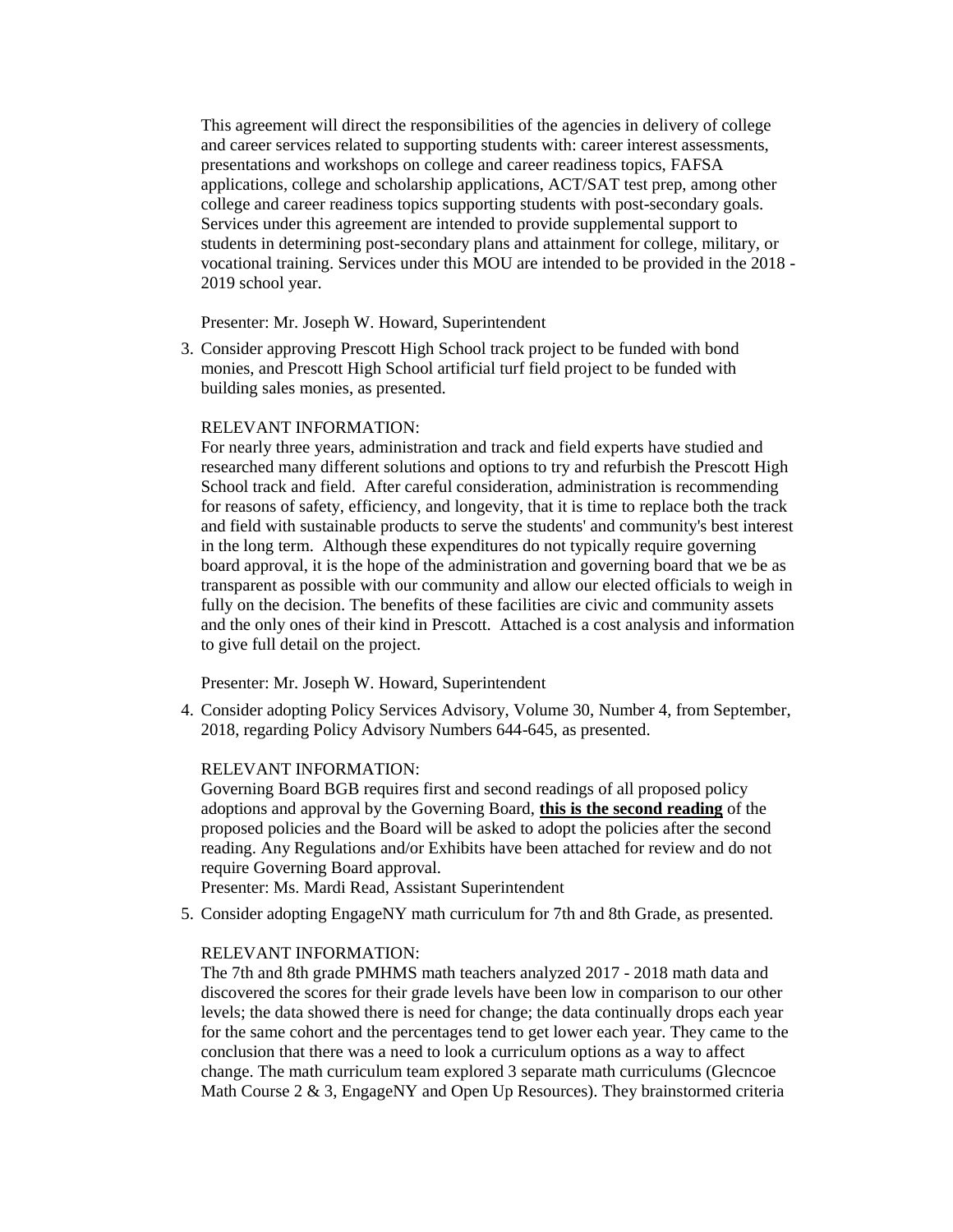This agreement will direct the responsibilities of the agencies in delivery of college and career services related to supporting students with: career interest assessments, presentations and workshops on college and career readiness topics, FAFSA applications, college and scholarship applications, ACT/SAT test prep, among other college and career readiness topics supporting students with post-secondary goals. Services under this agreement are intended to provide supplemental support to students in determining post-secondary plans and attainment for college, military, or vocational training. Services under this MOU are intended to be provided in the 2018 - 2019 school year.

Presenter: Mr. Joseph W. Howard, Superintendent

3. Consider approving Prescott High School track project to be funded with bond monies, and Prescott High School artificial turf field project to be funded with building sales monies, as presented.

   RELEVANT INFORMATION:
   For nearly three years, administration and track and field experts have studied and researched many different solutions and options to try and refurbish the Prescott High School track and field. After careful consideration, administration is recommending for reasons of safety, efficiency, and longevity, that it is time to replace both the track and field with sustainable products to serve the students' and community's best interest in the long term. Although these expenditures do not typically require governing board approval, it is the hope of the administration and governing board that we be as transparent as possible with our community and allow our elected officials to weigh in fully on the decision. The benefits of these facilities are civic and community assets and the only ones of their kind in Prescott. Attached is a cost analysis and information to give full detail on the project.

   Presenter: Mr. Joseph W. Howard, Superintendent

4. Consider adopting Policy Services Advisory, Volume 30, Number 4, from September, 2018, regarding Policy Advisory Numbers 644-645, as presented.

   RELEVANT INFORMATION:
   Governing Board BGB requires first and second readings of all proposed policy adoptions and approval by the Governing Board, **this is the second reading** of the proposed policies and the Board will be asked to adopt the policies after the second reading. Any Regulations and/or Exhibits have been attached for review and do not require Governing Board approval.
   Presenter: Ms. Mardi Read, Assistant Superintendent

5. Consider adopting EngageNY math curriculum for 7th and 8th Grade, as presented.

   RELEVANT INFORMATION:
   The 7th and 8th grade PMHMS math teachers analyzed 2017 - 2018 math data and discovered the scores for their grade levels have been low in comparison to our other levels; the data showed there is need for change; the data continually drops each year for the same cohort and the percentages tend to get lower each year. They came to the conclusion that there was a need to look a curriculum options as a way to affect change. The math curriculum team explored 3 separate math curriculums (Glecncoe Math Course 2 & 3, EngageNY and Open Up Resources). They brainstormed criteria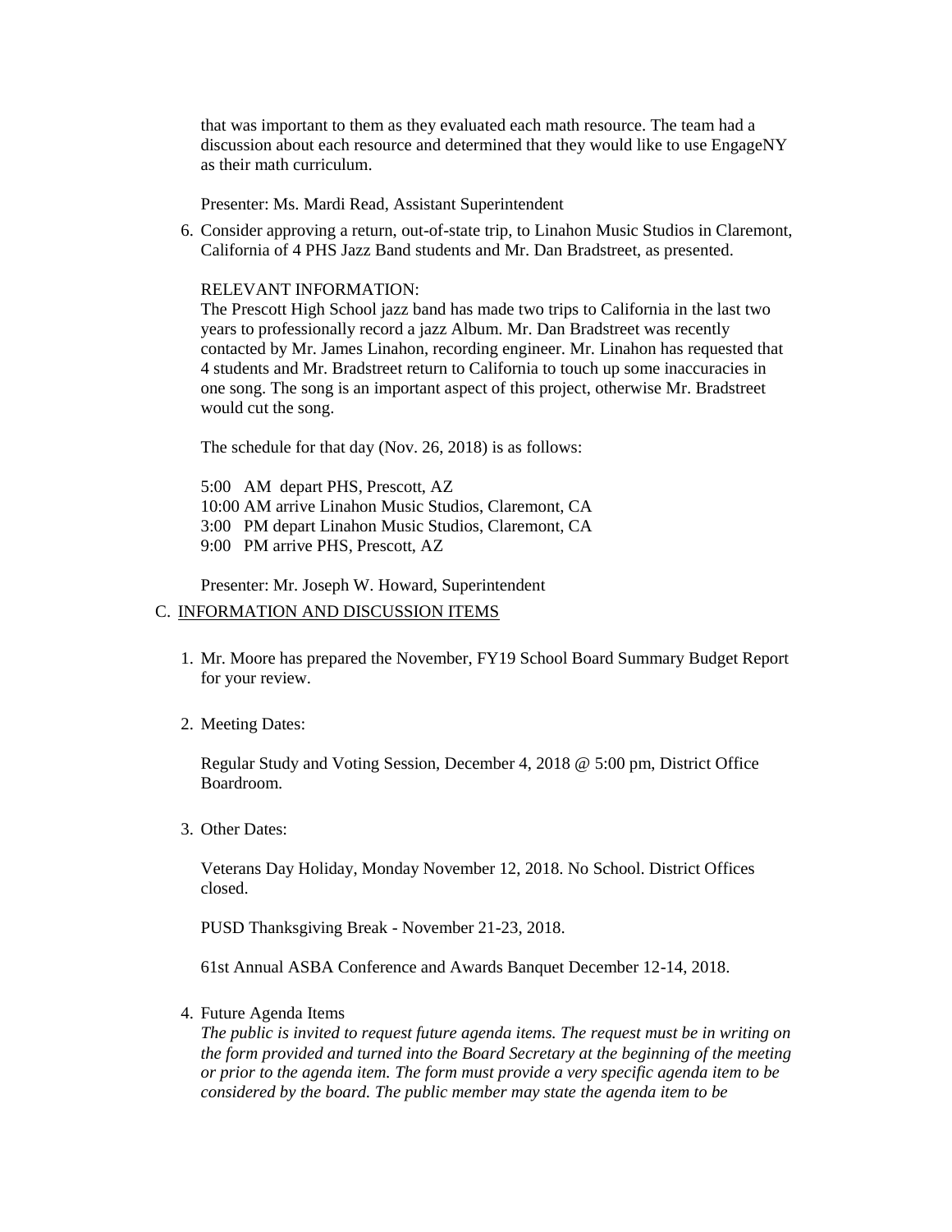that was important to them as they evaluated each math resource. The team had a discussion about each resource and determined that they would like to use EngageNY as their math curriculum.

Presenter: Ms. Mardi Read, Assistant Superintendent

6. Consider approving a return, out-of-state trip, to Linahon Music Studios in Claremont, California of 4 PHS Jazz Band students and Mr. Dan Bradstreet, as presented.

   RELEVANT INFORMATION:
   The Prescott High School jazz band has made two trips to California in the last two years to professionally record a jazz Album. Mr. Dan Bradstreet was recently contacted by Mr. James Linahon, recording engineer. Mr. Linahon has requested that 4 students and Mr. Bradstreet return to California to touch up some inaccuracies in one song. The song is an important aspect of this project, otherwise Mr. Bradstreet would cut the song.

   The schedule for that day (Nov. 26, 2018) is as follows:

   5:00 AM depart PHS, Prescott, AZ
   10:00 AM arrive Linahon Music Studios, Claremont, CA
   3:00 PM depart Linahon Music Studios, Claremont, CA
   9:00 PM arrive PHS, Prescott, AZ

   Presenter: Mr. Joseph W. Howard, Superintendent

C. INFORMATION AND DISCUSSION ITEMS

1. Mr. Moore has prepared the November, FY19 School Board Summary Budget Report for your review.

2. Meeting Dates:

   Regular Study and Voting Session, December 4, 2018 @ 5:00 pm, District Office Boardroom.

3. Other Dates:

   Veterans Day Holiday, Monday November 12, 2018. No School. District Offices closed.

   PUSD Thanksgiving Break - November 21-23, 2018.

   61st Annual ASBA Conference and Awards Banquet December 12-14, 2018.

4. Future Agenda Items
   *The public is invited to request future agenda items. The request must be in writing on the form provided and turned into the Board Secretary at the beginning of the meeting or prior to the agenda item. The form must provide a very specific agenda item to be considered by the board. The public member may state the agenda item to be*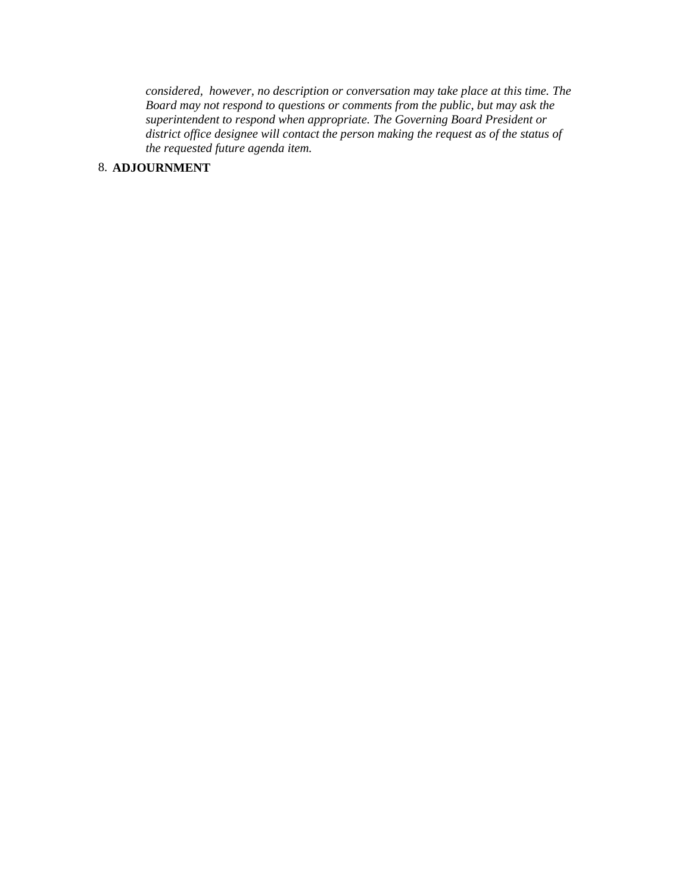*considered, however, no description or conversation may take place at this time. The Board may not respond to questions or comments from the public, but may ask the superintendent to respond when appropriate. The Governing Board President or district office designee will contact the person making the request as of the status of the requested future agenda item.*

8. **ADJOURNMENT**